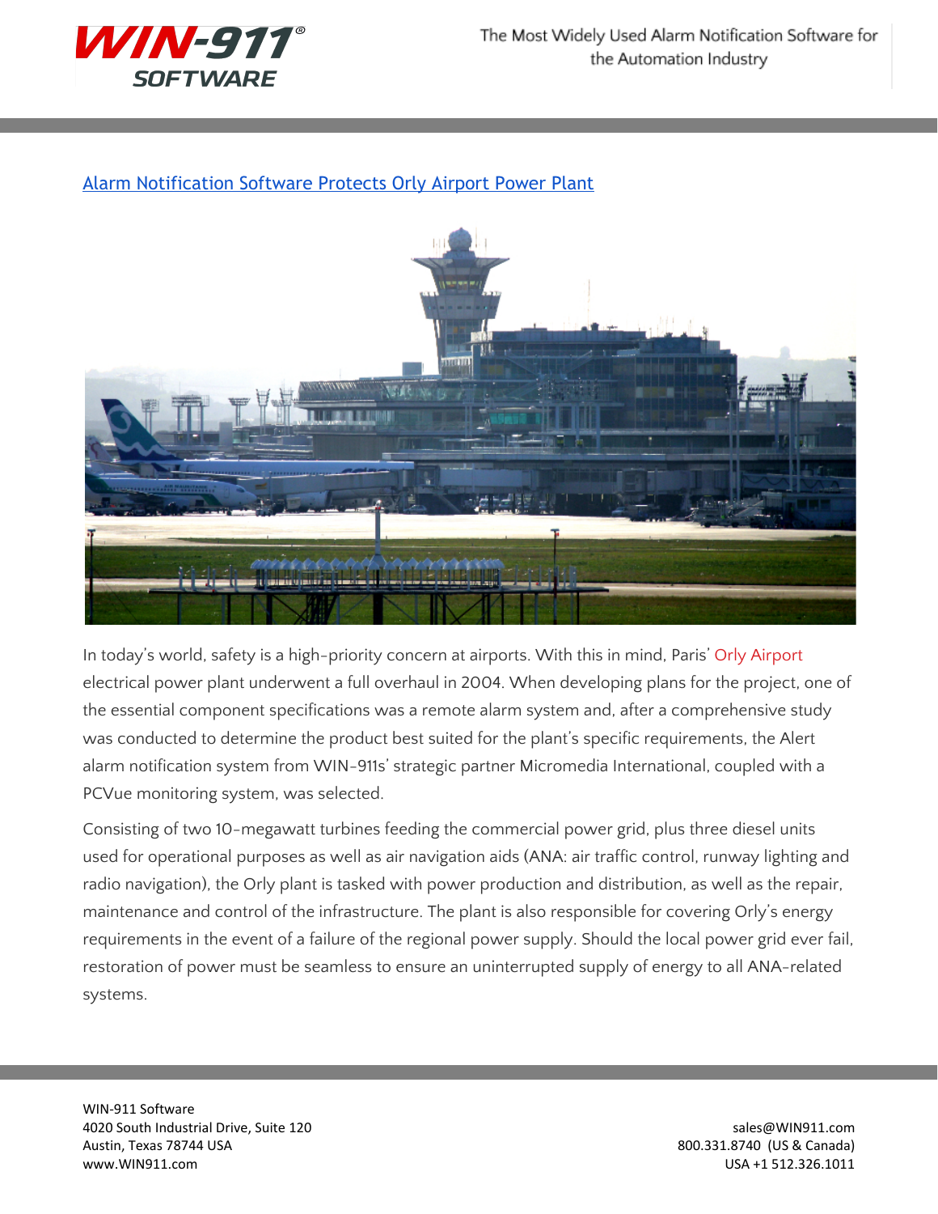## Alarm Notification Software Protects Orly Airport Power Plant

In today's world, safety is a high-priority concern at airports. With this in mind, Paris' Orly Airport electrical power plant underwent a full overhaul in 2004. When developing plans for the project, one of the essential component specifications was a remote alarm system and, after a comprehensive study was conducted to determine the product best suited for the plant's specific requirements, the Alert alarm notification system from WIN-911s' strategic partner Micromedia International, coupled with a PCVue monitoring system, was selected.

Consisting of two 10-megawatt turbines feeding the commercial power grid, plus three diesel units used for operational purposes as well as air navigation aids (ANA: air traffic control, runway lighting and radio navigation), the Orly plant is tasked with power production and distribution, as well as the repair, maintenance and control of the infrastructure. The plant is also responsible for covering Orly's energy requirements in the event of a failure of the regional power supply. Should the local power grid ever fail, restoration of power must be seamless to ensure an uninterrupted supply of energy to all ANA-related systems.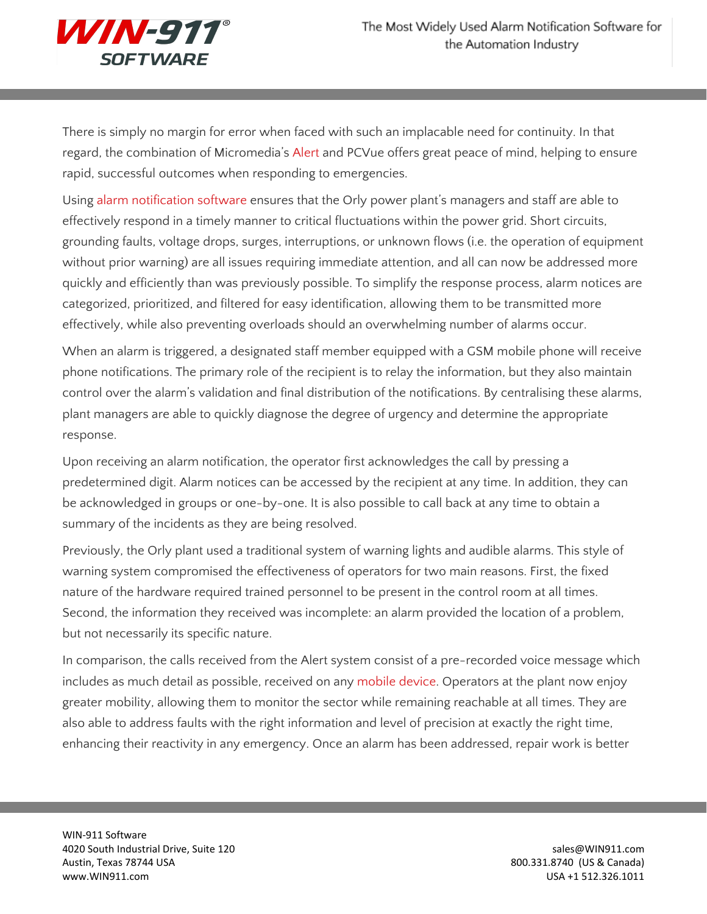There is simply no margin for error when faced with such an implacable need for continuity. In that regard, the combination of Micromedia's Alert and PCVue offers great peace of mind, helping to ensure rapid, successful outcomes when responding to emergencies.

Using alarm notification software ensures that the Orly power plant's managers and staff are able to effectively respond in a timely manner to critical fluctuations within the power grid. Short circuits, grounding faults, voltage drops, surges, interruptions, or unknown flows (i.e. the operation of equipment without prior warning) are all issues requiring immediate attention, and all can now be addressed more quickly and efficiently than was previously possible. To simplify the response process, alarm notices are categorized, prioritized, and filtered for easy identification, allowing them to be transmitted more effectively, while also preventing overloads should an overwhelming number of alarms occur.

When an alarm is triggered, a designated staff member equipped with a GSM mobile phone will receive phone notifications. The primary role of the recipient is to relay the information, but they also maintain control over the alarm's validation and final distribution of the notifications. By centralising these alarms, plant managers are able to quickly diagnose the degree of urgency and determine the appropriate response.

Upon receiving an alarm notification, the operator first acknowledges the call by pressing a predetermined digit. Alarm notices can be accessed by the recipient at any time. In addition, they can be acknowledged in groups or one-by-one. It is also possible to call back at any time to obtain a summary of the incidents as they are being resolved.

Previously, the Orly plant used a traditional system of warning lights and audible alarms. This style of warning system compromised the effectiveness of operators for two main reasons. First, the fixed nature of the hardware required trained personnel to be present in the control room at all times. Second, the information they received was incomplete: an alarm provided the location of a problem, but not necessarily its specific nature.

In comparison, the calls received from the Alert system consist of a pre-recorded voice message which includes as much detail as possible, received on any mobile device. Operators at the plant now enjoy greater mobility, allowing them to monitor the sector while remaining reachable at all times. They are also able to address faults with the right information and level of precision at exactly the right time, enhancing their reactivity in any emergency. Once an alarm has been addressed, repair work is better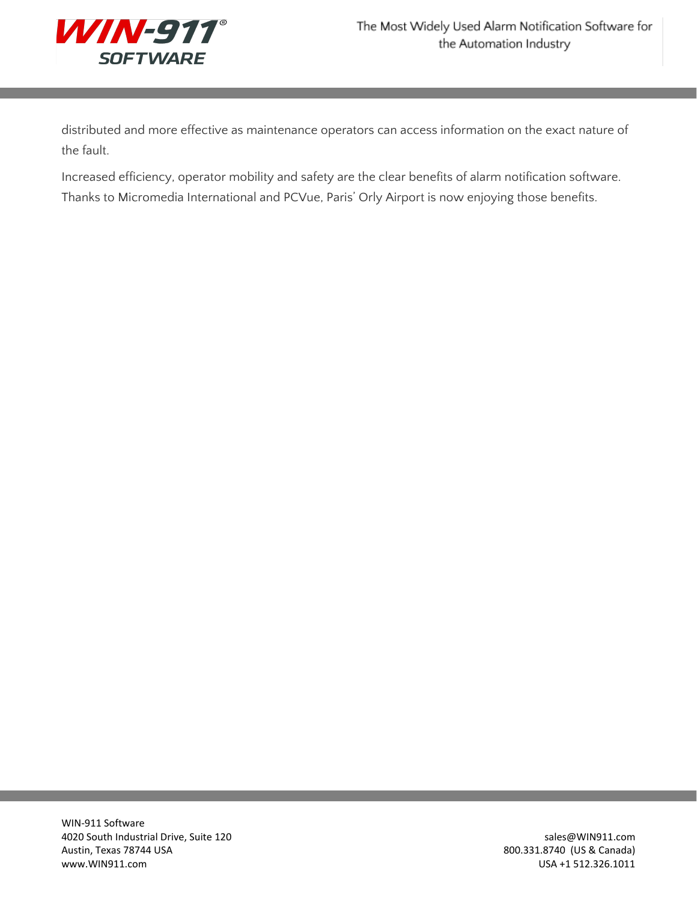distributed and more effective as maintenance operators can access information on the exact nature of the fault.

Increased efficiency, operator mobility and safety are the clear benefits of alarm notification software. Thanks to Micromedia International and PCVue, Paris' Orly Airport is now enjoying those benefits.